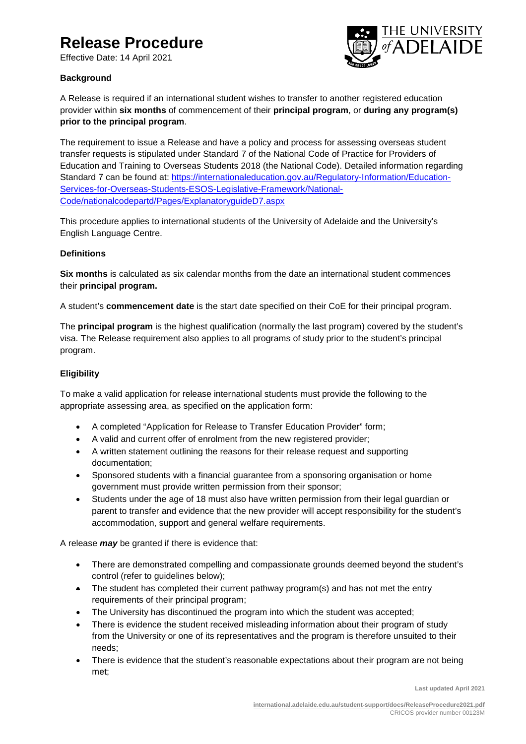# Release Procedure

Effective Date: 14 April 2021

**Background**

A Release is required if an international student wishes to transfer to another registered education provider within **six months** of commencement of their **principal program**, or **during any program(s) prior to the principal program**.

The requirement to issue a Release and have a policy and process for assessing overseas student transfer requests is stipulated under Standard 7 of the National Code of Practice for Providers of Education and Training to Overseas Students 2018 (the National Code). Detailed information regarding Standard 7 can be found at: [https://internationaleducation.gov.au/Regulatory-Information/Education-Services-for-Overseas-Students-ESOS-Legislative-Framework/National-Code/nationalcodepartd/Pages/ExplanatoryguideD7.aspx](https://internationaleducation.gov.au/Regulatory-Information/Education-Services-for-Overseas-Students-ESOS-Legislative-Framework/National-Code/nationalcodepartd/Pages/ExplanatoryguideD7.aspx)

This procedure applies to international students of the University of Adelaide and the University's English Language Centre.

**Definitions**

**Six months** is calculated as six calendar months from the date an international student commences their **principal program.**

A student's **commencement date** is the start date specified on their CoE for their principal program.

The **principal program** is the highest qualification (normally the last program) covered by the student's visa. The Release requirement also applies to all programs of study prior to the student's principal program.

**Eligibility**

To make a valid application for release international students must provide the following to the appropriate assessing area, as specified on the application form:

- A completed "Application for Release to Transfer Education Provider" form;
- A valid and current offer of enrolment from the new registered provider;
- A written statement outlining the reasons for their release request and supporting documentation;
- Sponsored students with a financial guarantee from a sponsoring organisation or home government must provide written permission from their sponsor;
- Students under the age of 18 must also have written permission from their legal guardian or parent to transfer and evidence that the new provider will accept responsibility for the student's accommodation, support and general welfare requirements.

A release ***may*** be granted if there is evidence that:

- There are demonstrated compelling and compassionate grounds deemed beyond the student's control (refer to guidelines below);
- The student has completed their current pathway program(s) and has not met the entry requirements of their principal program;
- The University has discontinued the program into which the student was accepted;
- There is evidence the student received misleading information about their program of study from the University or one of its representatives and the program is therefore unsuited to their needs;
- There is evidence that the student's reasonable expectations about their program are not being met;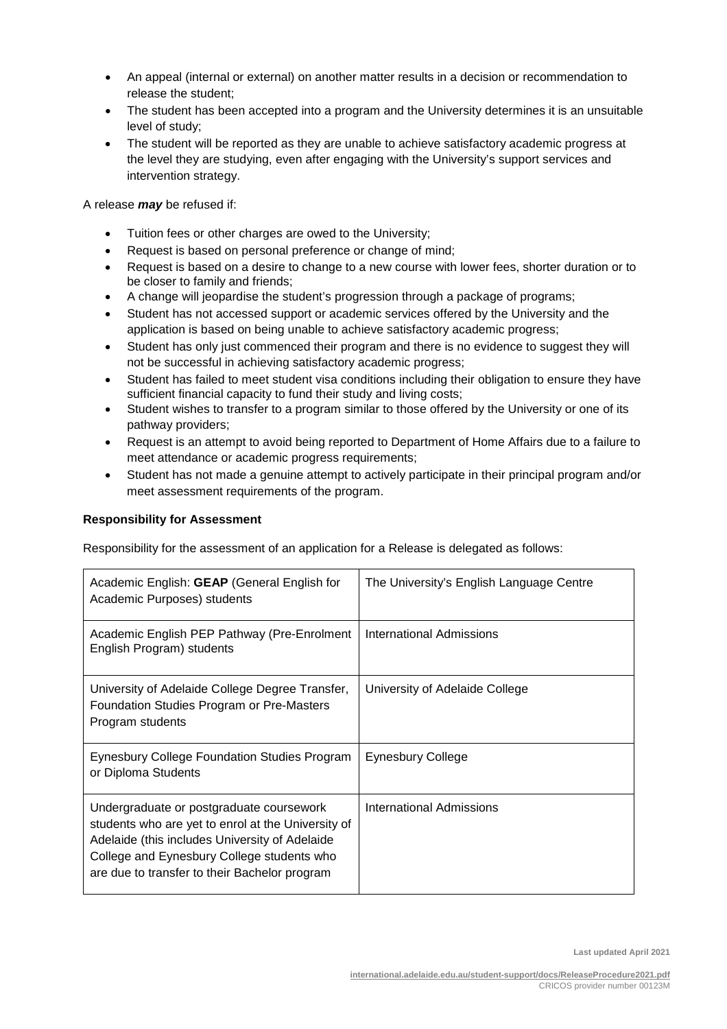- An appeal (internal or external) on another matter results in a decision or recommendation to release the student;
- The student has been accepted into a program and the University determines it is an unsuitable level of study;
- The student will be reported as they are unable to achieve satisfactory academic progress at the level they are studying, even after engaging with the University's support services and intervention strategy.

A release ***may*** be refused if:

- Tuition fees or other charges are owed to the University;
- Request is based on personal preference or change of mind;
- Request is based on a desire to change to a new course with lower fees, shorter duration or to be closer to family and friends;
- A change will jeopardise the student's progression through a package of programs;
- Student has not accessed support or academic services offered by the University and the application is based on being unable to achieve satisfactory academic progress;
- Student has only just commenced their program and there is no evidence to suggest they will not be successful in achieving satisfactory academic progress;
- Student has failed to meet student visa conditions including their obligation to ensure they have sufficient financial capacity to fund their study and living costs;
- Student wishes to transfer to a program similar to those offered by the University or one of its pathway providers;
- Request is an attempt to avoid being reported to Department of Home Affairs due to a failure to meet attendance or academic progress requirements;
- Student has not made a genuine attempt to actively participate in their principal program and/or meet assessment requirements of the program.

**Responsibility for Assessment**

Responsibility for the assessment of an application for a Release is delegated as follows:

| | |
|---|---|
| Academic English: **GEAP** (General English for Academic Purposes) students | The University's English Language Centre |
| Academic English PEP Pathway (Pre-Enrolment English Program) students | International Admissions |
| University of Adelaide College Degree Transfer, Foundation Studies Program or Pre-Masters Program students | University of Adelaide College |
| Eynesbury College Foundation Studies Program or Diploma Students | Eynesbury College |
| Undergraduate or postgraduate coursework students who are yet to enrol at the University of Adelaide (this includes University of Adelaide College and Eynesbury College students who are due to transfer to their Bachelor program | International Admissions |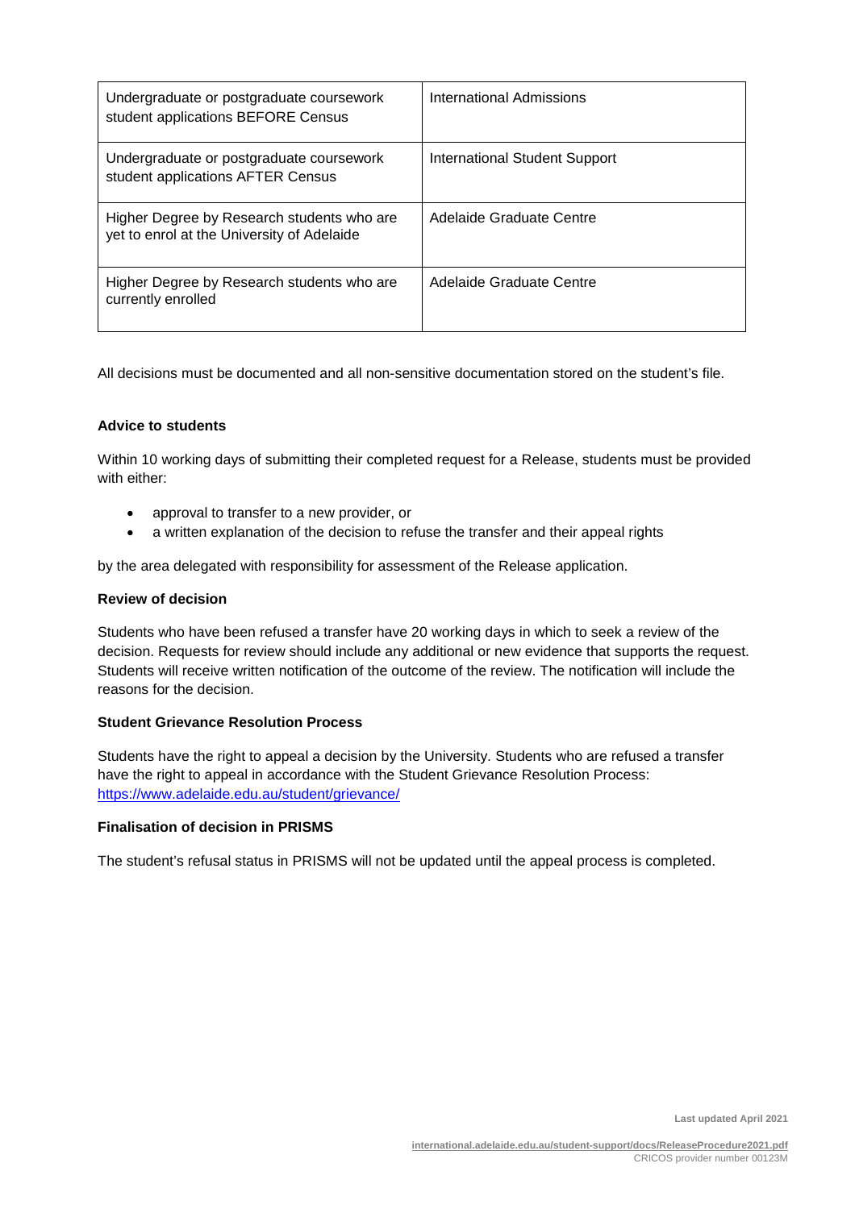| | |
|---|---|
| Undergraduate or postgraduate coursework student applications BEFORE Census | International Admissions |
| Undergraduate or postgraduate coursework student applications AFTER Census | International Student Support |
| Higher Degree by Research students who are yet to enrol at the University of Adelaide | Adelaide Graduate Centre |
| Higher Degree by Research students who are currently enrolled | Adelaide Graduate Centre |

All decisions must be documented and all non-sensitive documentation stored on the student's file.

**Advice to students**

Within 10 working days of submitting their completed request for a Release, students must be provided with either:

- approval to transfer to a new provider, or
- a written explanation of the decision to refuse the transfer and their appeal rights

by the area delegated with responsibility for assessment of the Release application.

**Review of decision**

Students who have been refused a transfer have 20 working days in which to seek a review of the decision. Requests for review should include any additional or new evidence that supports the request. Students will receive written notification of the outcome of the review. The notification will include the reasons for the decision.

**Student Grievance Resolution Process**

Students have the right to appeal a decision by the University. Students who are refused a transfer have the right to appeal in accordance with the Student Grievance Resolution Process: https://www.adelaide.edu.au/student/grievance/

**Finalisation of decision in PRISMS**

The student's refusal status in PRISMS will not be updated until the appeal process is completed.